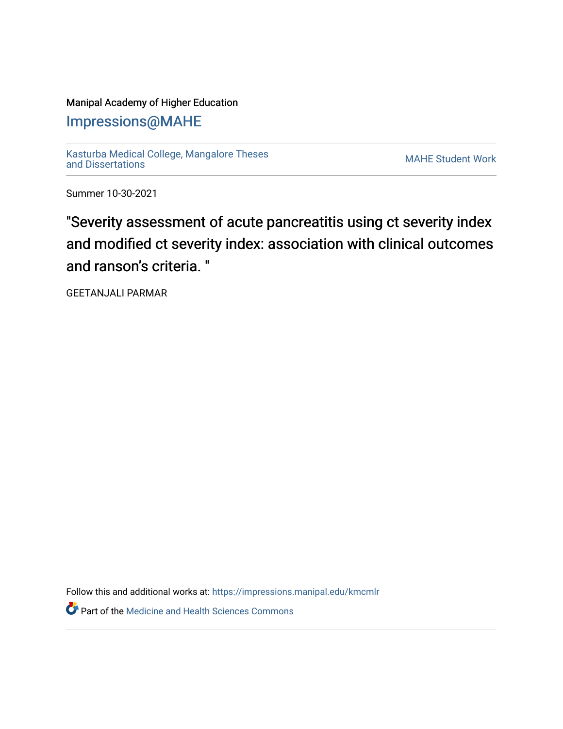Manipal Academy of Higher Education

# Impressions@MAHE

Kasturba Medical College, Mangalore Theses and Dissertations

MAHE Student Work

Summer 10-30-2021

## "Severity assessment of acute pancreatitis using ct severity index and modified ct severity index: association with clinical outcomes and ranson's criteria. "

GEETANJALI PARMAR

Follow this and additional works at: https://impressions.manipal.edu/kmcmlr

Part of the Medicine and Health Sciences Commons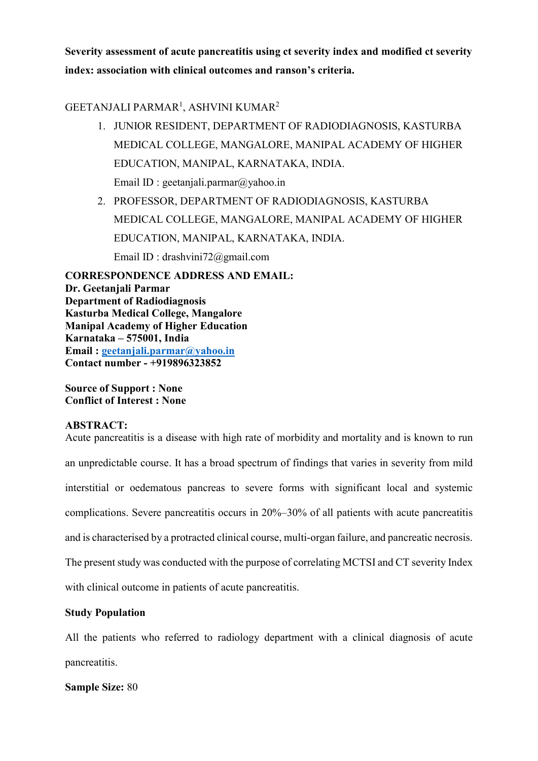**Severity assessment of acute pancreatitis using ct severity index and modified ct severity index: association with clinical outcomes and ranson's criteria.**

GEETANJALI PARMAR[1], ASHVINI KUMAR[2]

1. JUNIOR RESIDENT, DEPARTMENT OF RADIODIAGNOSIS, KASTURBA MEDICAL COLLEGE, MANGALORE, MANIPAL ACADEMY OF HIGHER EDUCATION, MANIPAL, KARNATAKA, INDIA.
   
   Email ID : geetanjali.parmar@yahoo.in
2. PROFESSOR, DEPARTMENT OF RADIODIAGNOSIS, KASTURBA MEDICAL COLLEGE, MANGALORE, MANIPAL ACADEMY OF HIGHER EDUCATION, MANIPAL, KARNATAKA, INDIA.
   
   Email ID : drashvini72@gmail.com

**CORRESPONDENCE ADDRESS AND EMAIL:**
**Dr. Geetanjali Parmar**
**Department of Radiodiagnosis**
**Kasturba Medical College, Mangalore**
**Manipal Academy of Higher Education**
**Karnataka – 575001, India**
**Email : geetanjali.parmar@yahoo.in**
**Contact number - +919896323852**

**Source of Support : None**
**Conflict of Interest : None**

**ABSTRACT:**

Acute pancreatitis is a disease with high rate of morbidity and mortality and is known to run an unpredictable course. It has a broad spectrum of findings that varies in severity from mild interstitial or oedematous pancreas to severe forms with significant local and systemic complications. Severe pancreatitis occurs in 20%–30% of all patients with acute pancreatitis and is characterised by a protracted clinical course, multi-organ failure, and pancreatic necrosis. The present study was conducted with the purpose of correlating MCTSI and CT severity Index with clinical outcome in patients of acute pancreatitis.

**Study Population**

All the patients who referred to radiology department with a clinical diagnosis of acute pancreatitis.

**Sample Size:** 80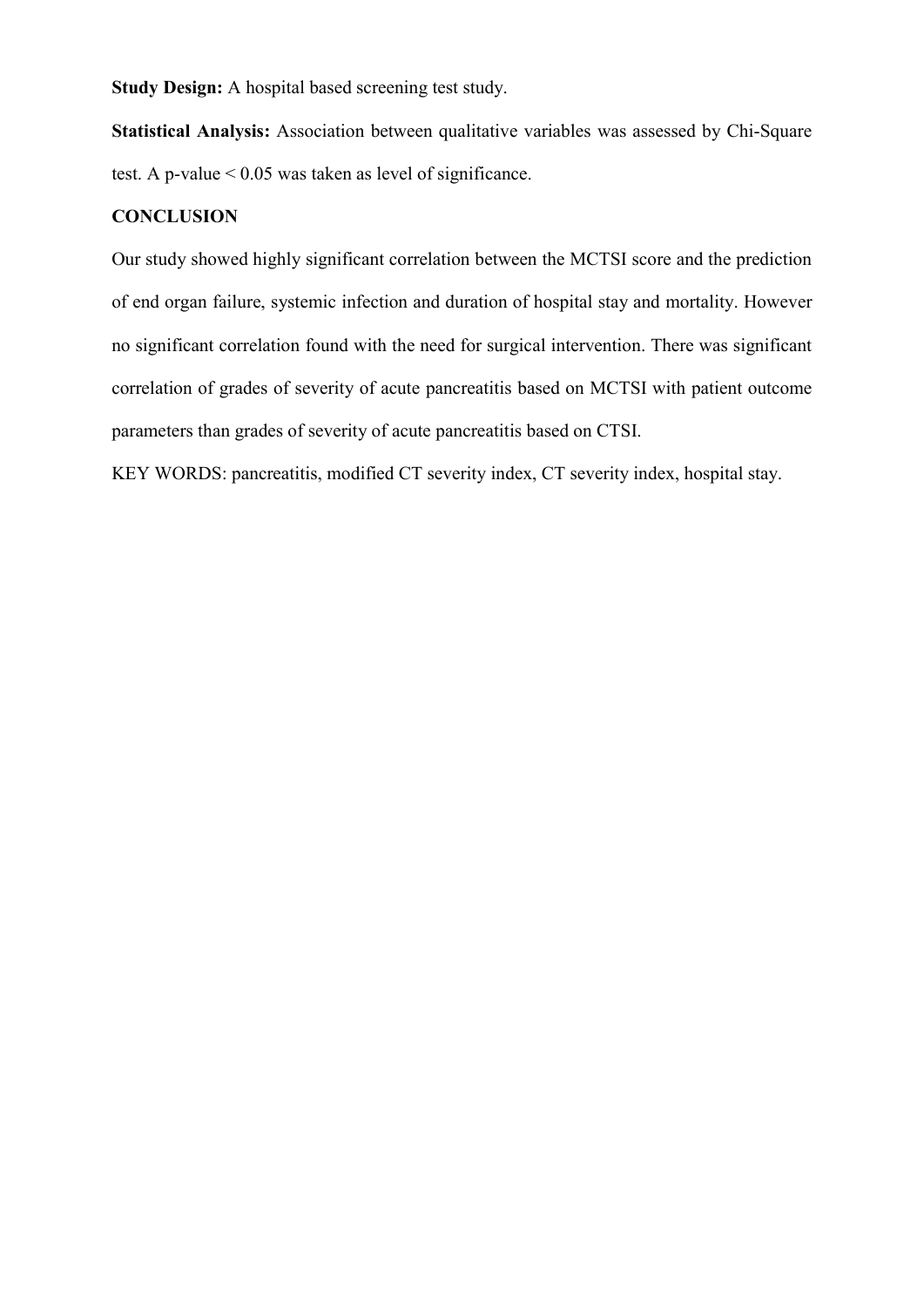**Study Design:** A hospital based screening test study.

**Statistical Analysis:** Association between qualitative variables was assessed by Chi-Square test. A p-value < 0.05 was taken as level of significance.

## CONCLUSION

Our study showed highly significant correlation between the MCTSI score and the prediction of end organ failure, systemic infection and duration of hospital stay and mortality. However no significant correlation found with the need for surgical intervention. There was significant correlation of grades of severity of acute pancreatitis based on MCTSI with patient outcome parameters than grades of severity of acute pancreatitis based on CTSI.

KEY WORDS: pancreatitis, modified CT severity index, CT severity index, hospital stay.